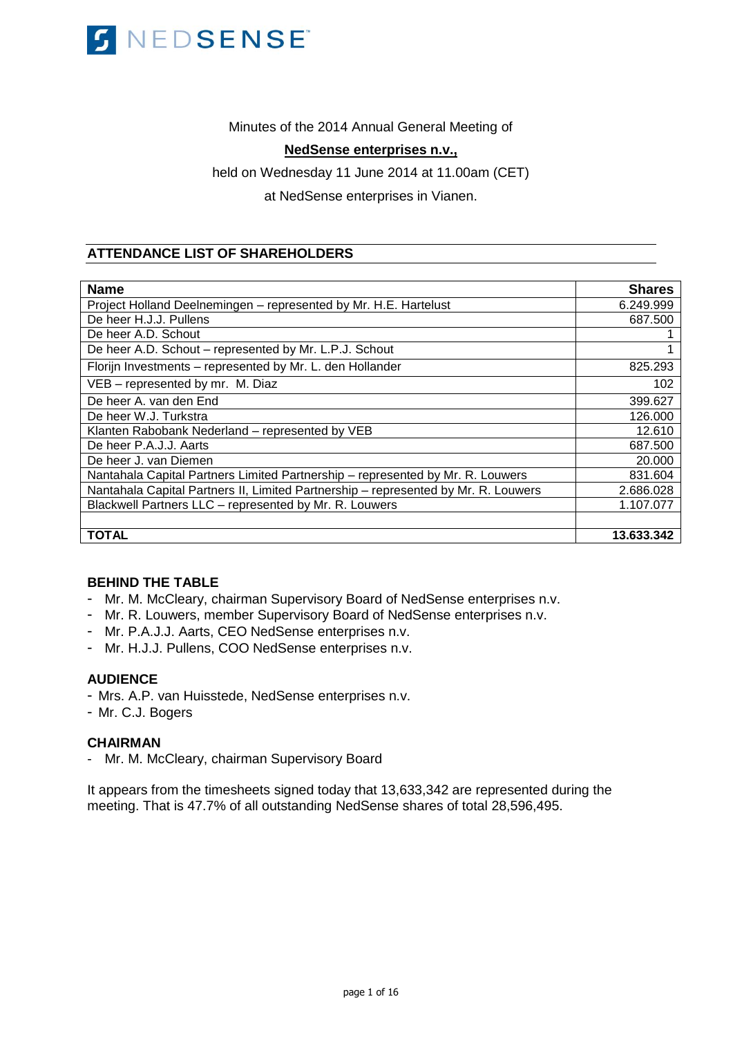NEDSENSE

Minutes of the 2014 Annual General Meeting of

**NedSense enterprises n.v.,**

held on Wednesday 11 June 2014 at 11.00am (CET)

at NedSense enterprises in Vianen.

## ATTENDANCE LIST OF SHAREHOLDERS

| Name | Shares |
|---|---:|
| Project Holland Deelnemingen – represented by Mr. H.E. Hartelust | 6.249.999 |
| De heer H.J.J. Pullens | 687.500 |
| De heer A.D. Schout | 1 |
| De heer A.D. Schout – represented by Mr. L.P.J. Schout | 1 |
| Florijn Investments – represented by Mr. L. den Hollander | 825.293 |
| VEB – represented by mr. M. Diaz | 102 |
| De heer A. van den End | 399.627 |
| De heer W.J. Turkstra | 126.000 |
| Klanten Rabobank Nederland – represented by VEB | 12.610 |
| De heer P.A.J.J. Aarts | 687.500 |
| De heer J. van Diemen | 20.000 |
| Nantahala Capital Partners Limited Partnership – represented by Mr. R. Louwers | 831.604 |
| Nantahala Capital Partners II, Limited Partnership – represented by Mr. R. Louwers | 2.686.028 |
| Blackwell Partners LLC – represented by Mr. R. Louwers | 1.107.077 |
| | |
| **TOTAL** | **13.633.342** |

### BEHIND THE TABLE

- Mr. M. McCleary, chairman Supervisory Board of NedSense enterprises n.v.
- Mr. R. Louwers, member Supervisory Board of NedSense enterprises n.v.
- Mr. P.A.J.J. Aarts, CEO NedSense enterprises n.v.
- Mr. H.J.J. Pullens, COO NedSense enterprises n.v.

### AUDIENCE

- Mrs. A.P. van Huisstede, NedSense enterprises n.v.
- Mr. C.J. Bogers

### CHAIRMAN

- Mr. M. McCleary, chairman Supervisory Board

It appears from the timesheets signed today that 13,633,342 are represented during the meeting. That is 47.7% of all outstanding NedSense shares of total 28,596,495.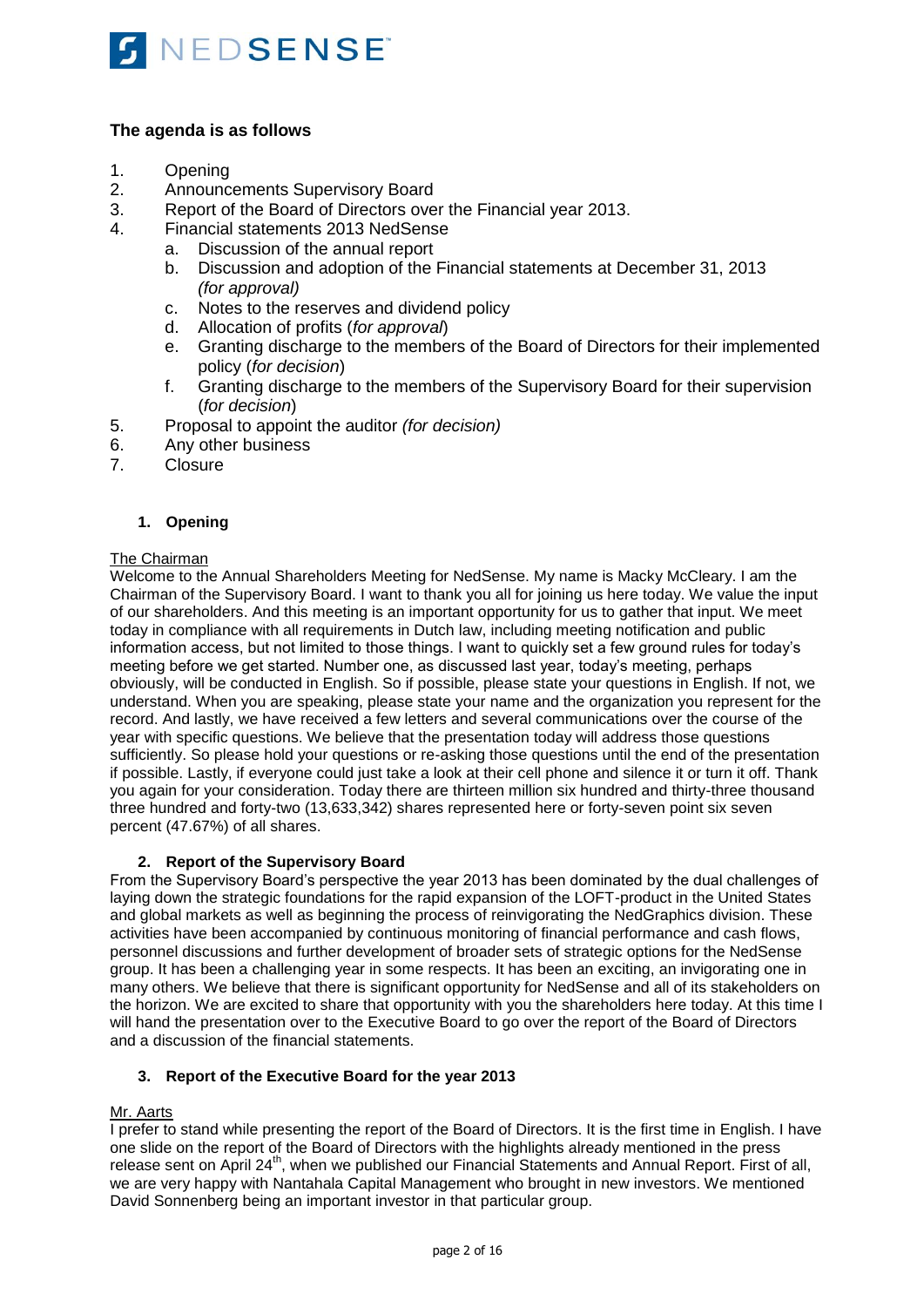## The agenda is as follows

1. Opening
2. Announcements Supervisory Board
3. Report of the Board of Directors over the Financial year 2013.
4. Financial statements 2013 NedSense
   a. Discussion of the annual report
   b. Discussion and adoption of the Financial statements at December 31, 2013 *(for approval)*
   c. Notes to the reserves and dividend policy
   d. Allocation of profits (*for approval*)
   e. Granting discharge to the members of the Board of Directors for their implemented policy (*for decision*)
   f. Granting discharge to the members of the Supervisory Board for their supervision (*for decision*)
5. Proposal to appoint the auditor *(for decision)*
6. Any other business
7. Closure

### 1. Opening

The Chairman

Welcome to the Annual Shareholders Meeting for NedSense. My name is Macky McCleary. I am the Chairman of the Supervisory Board. I want to thank you all for joining us here today. We value the input of our shareholders. And this meeting is an important opportunity for us to gather that input. We meet today in compliance with all requirements in Dutch law, including meeting notification and public information access, but not limited to those things. I want to quickly set a few ground rules for today's meeting before we get started. Number one, as discussed last year, today's meeting, perhaps obviously, will be conducted in English. So if possible, please state your questions in English. If not, we understand. When you are speaking, please state your name and the organization you represent for the record. And lastly, we have received a few letters and several communications over the course of the year with specific questions. We believe that the presentation today will address those questions sufficiently. So please hold your questions or re-asking those questions until the end of the presentation if possible. Lastly, if everyone could just take a look at their cell phone and silence it or turn it off. Thank you again for your consideration. Today there are thirteen million six hundred and thirty-three thousand three hundred and forty-two (13,633,342) shares represented here or forty-seven point six seven percent (47.67%) of all shares.

### 2. Report of the Supervisory Board

From the Supervisory Board's perspective the year 2013 has been dominated by the dual challenges of laying down the strategic foundations for the rapid expansion of the LOFT-product in the United States and global markets as well as beginning the process of reinvigorating the NedGraphics division. These activities have been accompanied by continuous monitoring of financial performance and cash flows, personnel discussions and further development of broader sets of strategic options for the NedSense group. It has been a challenging year in some respects. It has been an exciting, an invigorating one in many others. We believe that there is significant opportunity for NedSense and all of its stakeholders on the horizon. We are excited to share that opportunity with you the shareholders here today. At this time I will hand the presentation over to the Executive Board to go over the report of the Board of Directors and a discussion of the financial statements.

### 3. Report of the Executive Board for the year 2013

Mr. Aarts

I prefer to stand while presenting the report of the Board of Directors. It is the first time in English. I have one slide on the report of the Board of Directors with the highlights already mentioned in the press release sent on April 24th, when we published our Financial Statements and Annual Report. First of all, we are very happy with Nantahala Capital Management who brought in new investors. We mentioned David Sonnenberg being an important investor in that particular group.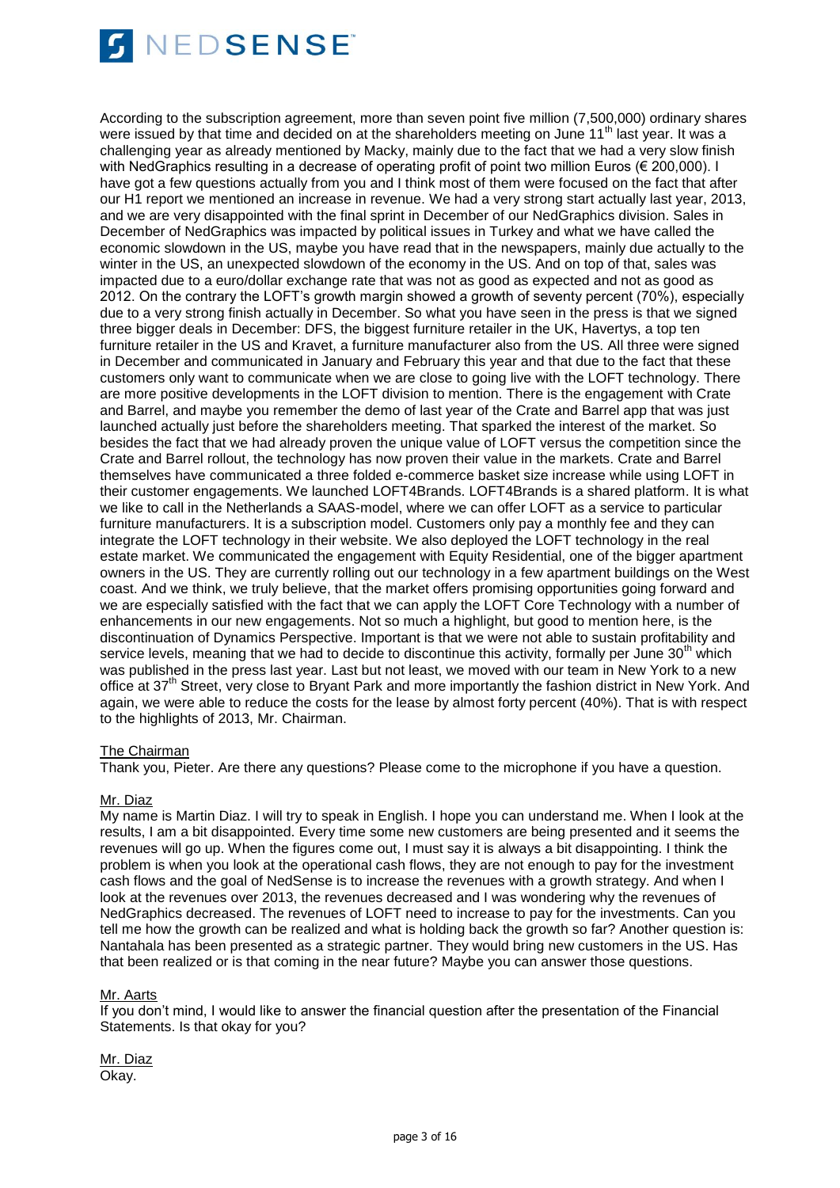According to the subscription agreement, more than seven point five million (7,500,000) ordinary shares were issued by that time and decided on at the shareholders meeting on June 11th last year. It was a challenging year as already mentioned by Macky, mainly due to the fact that we had a very slow finish with NedGraphics resulting in a decrease of operating profit of point two million Euros (€ 200,000). I have got a few questions actually from you and I think most of them were focused on the fact that after our H1 report we mentioned an increase in revenue. We had a very strong start actually last year, 2013, and we are very disappointed with the final sprint in December of our NedGraphics division. Sales in December of NedGraphics was impacted by political issues in Turkey and what we have called the economic slowdown in the US, maybe you have read that in the newspapers, mainly due actually to the winter in the US, an unexpected slowdown of the economy in the US. And on top of that, sales was impacted due to a euro/dollar exchange rate that was not as good as expected and not as good as 2012. On the contrary the LOFT's growth margin showed a growth of seventy percent (70%), especially due to a very strong finish actually in December. So what you have seen in the press is that we signed three bigger deals in December: DFS, the biggest furniture retailer in the UK, Havertys, a top ten furniture retailer in the US and Kravet, a furniture manufacturer also from the US. All three were signed in December and communicated in January and February this year and that due to the fact that these customers only want to communicate when we are close to going live with the LOFT technology. There are more positive developments in the LOFT division to mention. There is the engagement with Crate and Barrel, and maybe you remember the demo of last year of the Crate and Barrel app that was just launched actually just before the shareholders meeting. That sparked the interest of the market. So besides the fact that we had already proven the unique value of LOFT versus the competition since the Crate and Barrel rollout, the technology has now proven their value in the markets. Crate and Barrel themselves have communicated a three folded e-commerce basket size increase while using LOFT in their customer engagements. We launched LOFT4Brands. LOFT4Brands is a shared platform. It is what we like to call in the Netherlands a SAAS-model, where we can offer LOFT as a service to particular furniture manufacturers. It is a subscription model. Customers only pay a monthly fee and they can integrate the LOFT technology in their website. We also deployed the LOFT technology in the real estate market. We communicated the engagement with Equity Residential, one of the bigger apartment owners in the US. They are currently rolling out our technology in a few apartment buildings on the West coast. And we think, we truly believe, that the market offers promising opportunities going forward and we are especially satisfied with the fact that we can apply the LOFT Core Technology with a number of enhancements in our new engagements. Not so much a highlight, but good to mention here, is the discontinuation of Dynamics Perspective. Important is that we were not able to sustain profitability and service levels, meaning that we had to decide to discontinue this activity, formally per June 30th which was published in the press last year. Last but not least, we moved with our team in New York to a new office at 37th Street, very close to Bryant Park and more importantly the fashion district in New York. And again, we were able to reduce the costs for the lease by almost forty percent (40%). That is with respect to the highlights of 2013, Mr. Chairman.

The Chairman

Thank you, Pieter. Are there any questions? Please come to the microphone if you have a question.

Mr. Diaz

My name is Martin Diaz. I will try to speak in English. I hope you can understand me. When I look at the results, I am a bit disappointed. Every time some new customers are being presented and it seems the revenues will go up. When the figures come out, I must say it is always a bit disappointing. I think the problem is when you look at the operational cash flows, they are not enough to pay for the investment cash flows and the goal of NedSense is to increase the revenues with a growth strategy. And when I look at the revenues over 2013, the revenues decreased and I was wondering why the revenues of NedGraphics decreased. The revenues of LOFT need to increase to pay for the investments. Can you tell me how the growth can be realized and what is holding back the growth so far? Another question is: Nantahala has been presented as a strategic partner. They would bring new customers in the US. Has that been realized or is that coming in the near future? Maybe you can answer those questions.

Mr. Aarts

If you don't mind, I would like to answer the financial question after the presentation of the Financial Statements. Is that okay for you?

Mr. Diaz

Okay.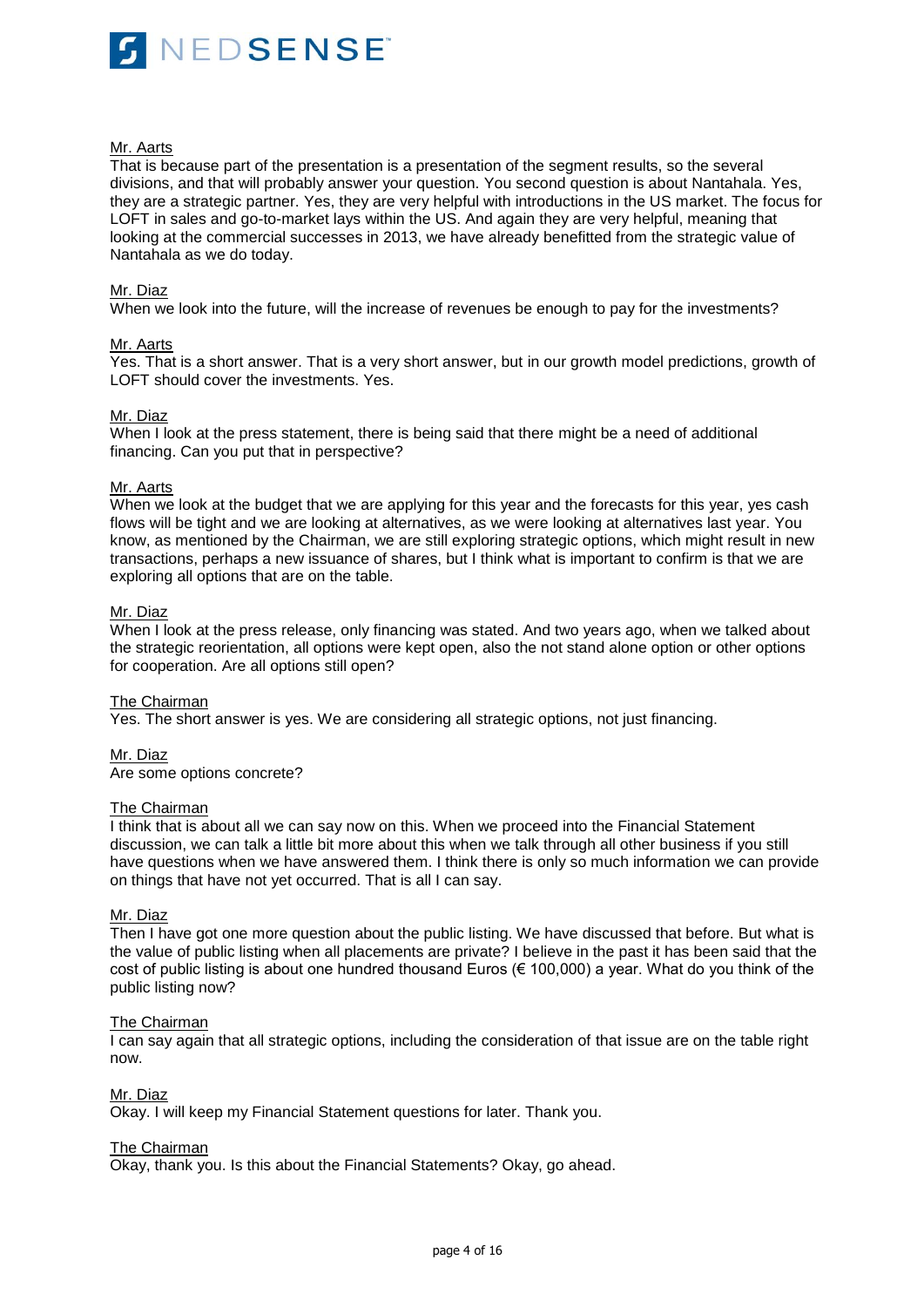Mr. Aarts
That is because part of the presentation is a presentation of the segment results, so the several divisions, and that will probably answer your question. You second question is about Nantahala. Yes, they are a strategic partner. Yes, they are very helpful with introductions in the US market. The focus for LOFT in sales and go-to-market lays within the US. And again they are very helpful, meaning that looking at the commercial successes in 2013, we have already benefitted from the strategic value of Nantahala as we do today.

Mr. Diaz
When we look into the future, will the increase of revenues be enough to pay for the investments?

Mr. Aarts
Yes. That is a short answer. That is a very short answer, but in our growth model predictions, growth of LOFT should cover the investments. Yes.

Mr. Diaz
When I look at the press statement, there is being said that there might be a need of additional financing. Can you put that in perspective?

Mr. Aarts
When we look at the budget that we are applying for this year and the forecasts for this year, yes cash flows will be tight and we are looking at alternatives, as we were looking at alternatives last year. You know, as mentioned by the Chairman, we are still exploring strategic options, which might result in new transactions, perhaps a new issuance of shares, but I think what is important to confirm is that we are exploring all options that are on the table.

Mr. Diaz
When I look at the press release, only financing was stated. And two years ago, when we talked about the strategic reorientation, all options were kept open, also the not stand alone option or other options for cooperation. Are all options still open?

The Chairman
Yes. The short answer is yes. We are considering all strategic options, not just financing.

Mr. Diaz
Are some options concrete?

The Chairman
I think that is about all we can say now on this. When we proceed into the Financial Statement discussion, we can talk a little bit more about this when we talk through all other business if you still have questions when we have answered them. I think there is only so much information we can provide on things that have not yet occurred. That is all I can say.

Mr. Diaz
Then I have got one more question about the public listing. We have discussed that before. But what is the value of public listing when all placements are private? I believe in the past it has been said that the cost of public listing is about one hundred thousand Euros (€ 100,000) a year. What do you think of the public listing now?

The Chairman
I can say again that all strategic options, including the consideration of that issue are on the table right now.

Mr. Diaz
Okay. I will keep my Financial Statement questions for later. Thank you.

The Chairman
Okay, thank you. Is this about the Financial Statements? Okay, go ahead.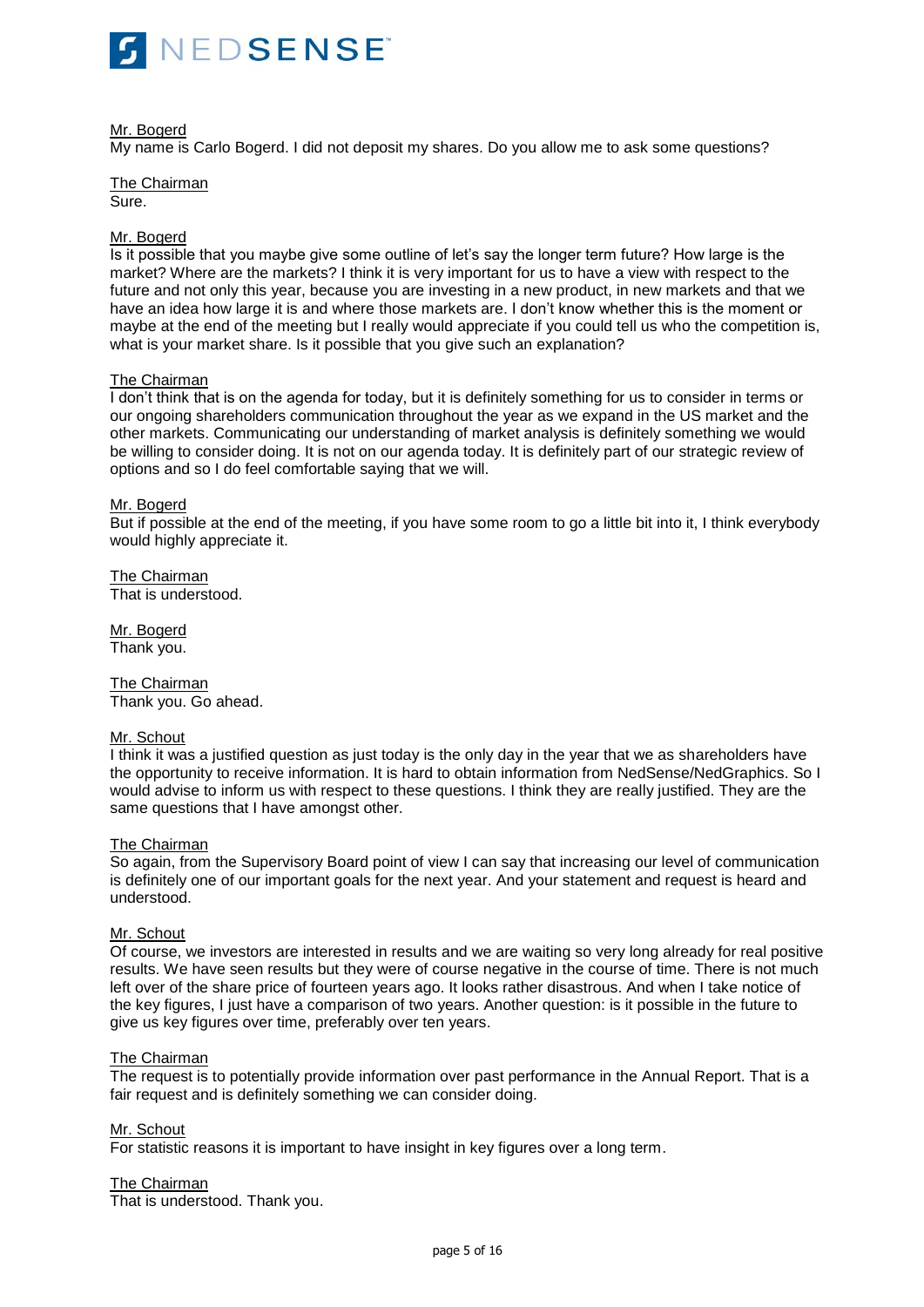Mr. Bogerd
My name is Carlo Bogerd. I did not deposit my shares. Do you allow me to ask some questions?

The Chairman
Sure.

Mr. Bogerd
Is it possible that you maybe give some outline of let's say the longer term future? How large is the market? Where are the markets? I think it is very important for us to have a view with respect to the future and not only this year, because you are investing in a new product, in new markets and that we have an idea how large it is and where those markets are. I don't know whether this is the moment or maybe at the end of the meeting but I really would appreciate if you could tell us who the competition is, what is your market share. Is it possible that you give such an explanation?

The Chairman
I don't think that is on the agenda for today, but it is definitely something for us to consider in terms or our ongoing shareholders communication throughout the year as we expand in the US market and the other markets. Communicating our understanding of market analysis is definitely something we would be willing to consider doing. It is not on our agenda today. It is definitely part of our strategic review of options and so I do feel comfortable saying that we will.

Mr. Bogerd
But if possible at the end of the meeting, if you have some room to go a little bit into it, I think everybody would highly appreciate it.

The Chairman
That is understood.

Mr. Bogerd
Thank you.

The Chairman
Thank you. Go ahead.

Mr. Schout
I think it was a justified question as just today is the only day in the year that we as shareholders have the opportunity to receive information. It is hard to obtain information from NedSense/NedGraphics. So I would advise to inform us with respect to these questions. I think they are really justified. They are the same questions that I have amongst other.

The Chairman
So again, from the Supervisory Board point of view I can say that increasing our level of communication is definitely one of our important goals for the next year. And your statement and request is heard and understood.

Mr. Schout
Of course, we investors are interested in results and we are waiting so very long already for real positive results. We have seen results but they were of course negative in the course of time. There is not much left over of the share price of fourteen years ago. It looks rather disastrous. And when I take notice of the key figures, I just have a comparison of two years. Another question: is it possible in the future to give us key figures over time, preferably over ten years.

The Chairman
The request is to potentially provide information over past performance in the Annual Report. That is a fair request and is definitely something we can consider doing.

Mr. Schout
For statistic reasons it is important to have insight in key figures over a long term.

The Chairman
That is understood. Thank you.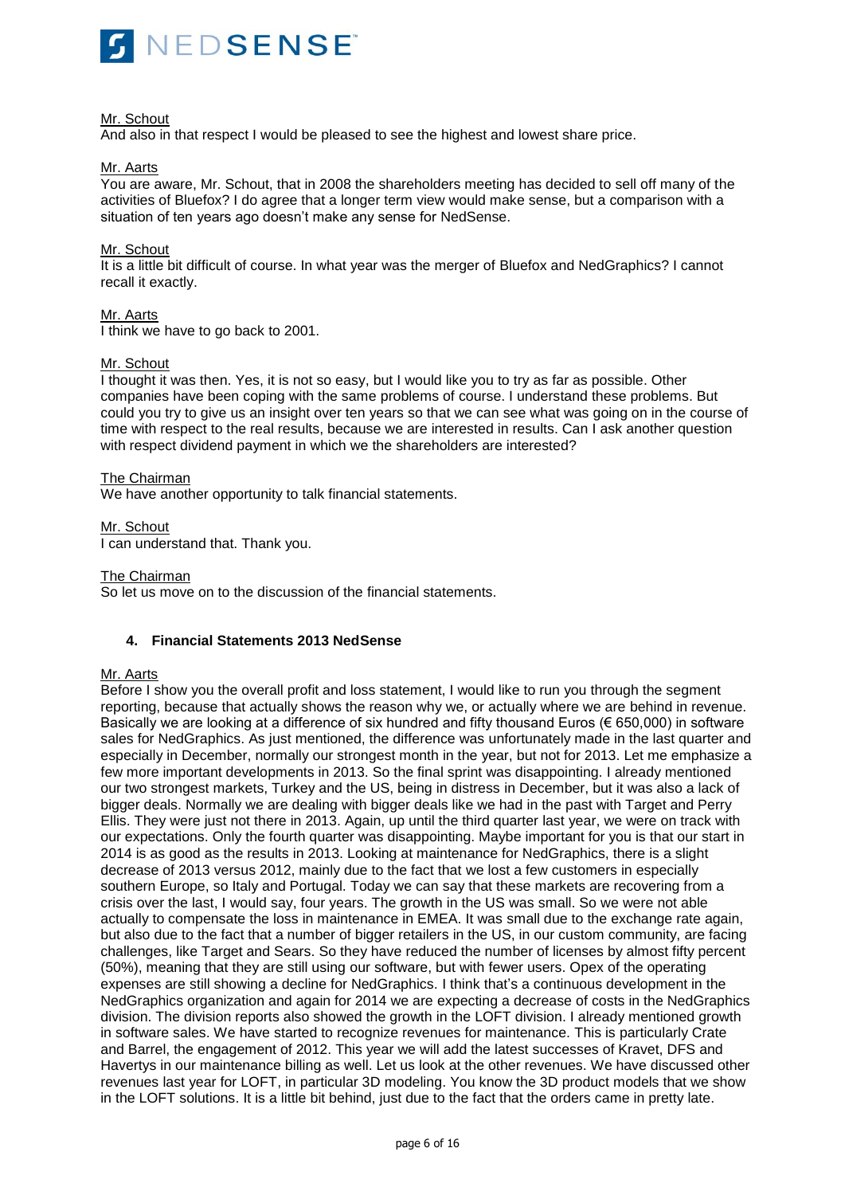Mr. Schout
And also in that respect I would be pleased to see the highest and lowest share price.

Mr. Aarts
You are aware, Mr. Schout, that in 2008 the shareholders meeting has decided to sell off many of the activities of Bluefox? I do agree that a longer term view would make sense, but a comparison with a situation of ten years ago doesn't make any sense for NedSense.

Mr. Schout
It is a little bit difficult of course. In what year was the merger of Bluefox and NedGraphics? I cannot recall it exactly.

Mr. Aarts
I think we have to go back to 2001.

Mr. Schout
I thought it was then. Yes, it is not so easy, but I would like you to try as far as possible. Other companies have been coping with the same problems of course. I understand these problems. But could you try to give us an insight over ten years so that we can see what was going on in the course of time with respect to the real results, because we are interested in results. Can I ask another question with respect dividend payment in which we the shareholders are interested?

The Chairman
We have another opportunity to talk financial statements.

Mr. Schout
I can understand that. Thank you.

The Chairman
So let us move on to the discussion of the financial statements.

## 4. Financial Statements 2013 NedSense

Mr. Aarts
Before I show you the overall profit and loss statement, I would like to run you through the segment reporting, because that actually shows the reason why we, or actually where we are behind in revenue. Basically we are looking at a difference of six hundred and fifty thousand Euros (€ 650,000) in software sales for NedGraphics. As just mentioned, the difference was unfortunately made in the last quarter and especially in December, normally our strongest month in the year, but not for 2013. Let me emphasize a few more important developments in 2013. So the final sprint was disappointing. I already mentioned our two strongest markets, Turkey and the US, being in distress in December, but it was also a lack of bigger deals. Normally we are dealing with bigger deals like we had in the past with Target and Perry Ellis. They were just not there in 2013. Again, up until the third quarter last year, we were on track with our expectations. Only the fourth quarter was disappointing. Maybe important for you is that our start in 2014 is as good as the results in 2013. Looking at maintenance for NedGraphics, there is a slight decrease of 2013 versus 2012, mainly due to the fact that we lost a few customers in especially southern Europe, so Italy and Portugal. Today we can say that these markets are recovering from a crisis over the last, I would say, four years. The growth in the US was small. So we were not able actually to compensate the loss in maintenance in EMEA. It was small due to the exchange rate again, but also due to the fact that a number of bigger retailers in the US, in our custom community, are facing challenges, like Target and Sears. So they have reduced the number of licenses by almost fifty percent (50%), meaning that they are still using our software, but with fewer users. Opex of the operating expenses are still showing a decline for NedGraphics. I think that's a continuous development in the NedGraphics organization and again for 2014 we are expecting a decrease of costs in the NedGraphics division. The division reports also showed the growth in the LOFT division. I already mentioned growth in software sales. We have started to recognize revenues for maintenance. This is particularly Crate and Barrel, the engagement of 2012. This year we will add the latest successes of Kravet, DFS and Havertys in our maintenance billing as well. Let us look at the other revenues. We have discussed other revenues last year for LOFT, in particular 3D modeling. You know the 3D product models that we show in the LOFT solutions. It is a little bit behind, just due to the fact that the orders came in pretty late.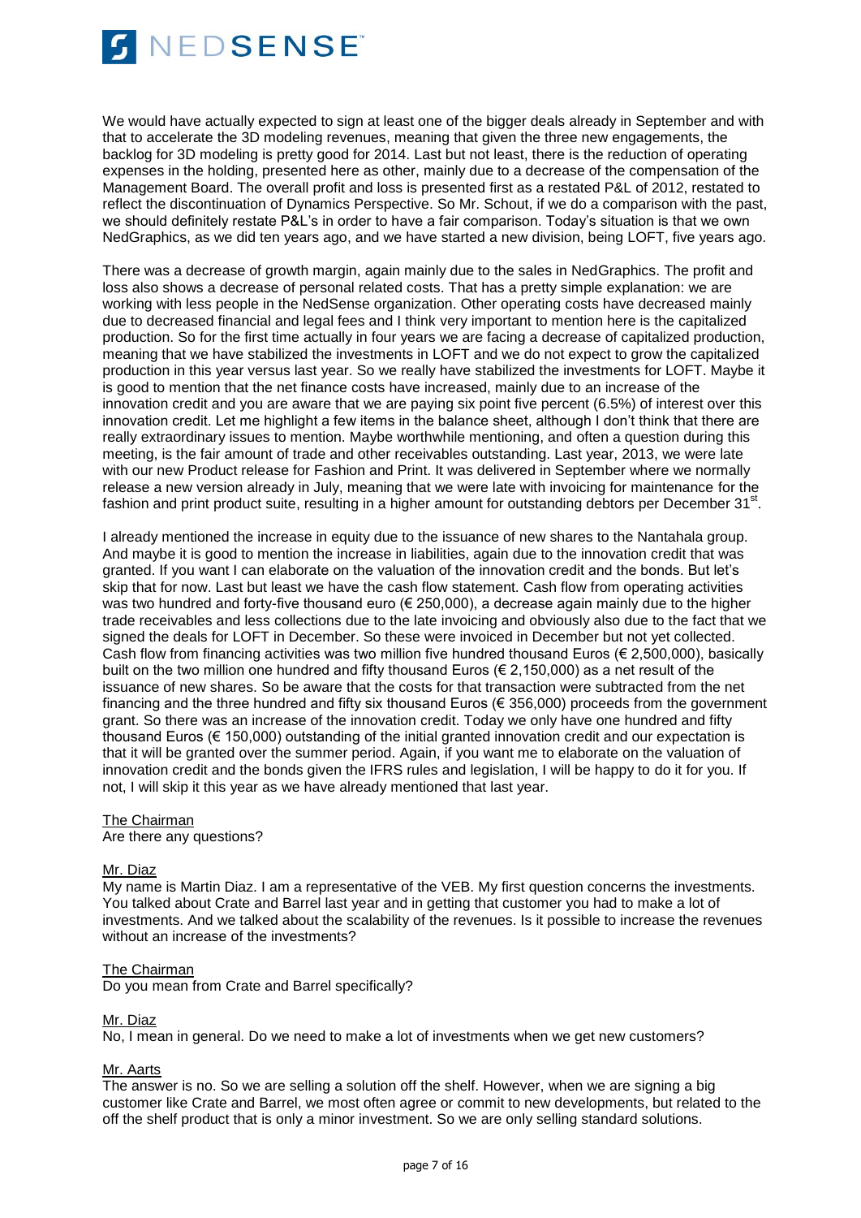We would have actually expected to sign at least one of the bigger deals already in September and with that to accelerate the 3D modeling revenues, meaning that given the three new engagements, the backlog for 3D modeling is pretty good for 2014. Last but not least, there is the reduction of operating expenses in the holding, presented here as other, mainly due to a decrease of the compensation of the Management Board. The overall profit and loss is presented first as a restated P&L of 2012, restated to reflect the discontinuation of Dynamics Perspective. So Mr. Schout, if we do a comparison with the past, we should definitely restate P&L's in order to have a fair comparison. Today's situation is that we own NedGraphics, as we did ten years ago, and we have started a new division, being LOFT, five years ago.

There was a decrease of growth margin, again mainly due to the sales in NedGraphics. The profit and loss also shows a decrease of personal related costs. That has a pretty simple explanation: we are working with less people in the NedSense organization. Other operating costs have decreased mainly due to decreased financial and legal fees and I think very important to mention here is the capitalized production. So for the first time actually in four years we are facing a decrease of capitalized production, meaning that we have stabilized the investments in LOFT and we do not expect to grow the capitalized production in this year versus last year. So we really have stabilized the investments for LOFT. Maybe it is good to mention that the net finance costs have increased, mainly due to an increase of the innovation credit and you are aware that we are paying six point five percent (6.5%) of interest over this innovation credit. Let me highlight a few items in the balance sheet, although I don't think that there are really extraordinary issues to mention. Maybe worthwhile mentioning, and often a question during this meeting, is the fair amount of trade and other receivables outstanding. Last year, 2013, we were late with our new Product release for Fashion and Print. It was delivered in September where we normally release a new version already in July, meaning that we were late with invoicing for maintenance for the fashion and print product suite, resulting in a higher amount for outstanding debtors per December 31st.

I already mentioned the increase in equity due to the issuance of new shares to the Nantahala group. And maybe it is good to mention the increase in liabilities, again due to the innovation credit that was granted. If you want I can elaborate on the valuation of the innovation credit and the bonds. But let's skip that for now. Last but least we have the cash flow statement. Cash flow from operating activities was two hundred and forty-five thousand euro (€ 250,000), a decrease again mainly due to the higher trade receivables and less collections due to the late invoicing and obviously also due to the fact that we signed the deals for LOFT in December. So these were invoiced in December but not yet collected. Cash flow from financing activities was two million five hundred thousand Euros (€ 2,500,000), basically built on the two million one hundred and fifty thousand Euros (€ 2,150,000) as a net result of the issuance of new shares. So be aware that the costs for that transaction were subtracted from the net financing and the three hundred and fifty six thousand Euros (€ 356,000) proceeds from the government grant. So there was an increase of the innovation credit. Today we only have one hundred and fifty thousand Euros (€ 150,000) outstanding of the initial granted innovation credit and our expectation is that it will be granted over the summer period. Again, if you want me to elaborate on the valuation of innovation credit and the bonds given the IFRS rules and legislation, I will be happy to do it for you. If not, I will skip it this year as we have already mentioned that last year.

<u>The Chairman</u>
Are there any questions?

<u>Mr. Diaz</u>
My name is Martin Diaz. I am a representative of the VEB. My first question concerns the investments. You talked about Crate and Barrel last year and in getting that customer you had to make a lot of investments. And we talked about the scalability of the revenues. Is it possible to increase the revenues without an increase of the investments?

<u>The Chairman</u>
Do you mean from Crate and Barrel specifically?

<u>Mr. Diaz</u>
No, I mean in general. Do we need to make a lot of investments when we get new customers?

<u>Mr. Aarts</u>
The answer is no. So we are selling a solution off the shelf. However, when we are signing a big customer like Crate and Barrel, we most often agree or commit to new developments, but related to the off the shelf product that is only a minor investment. So we are only selling standard solutions.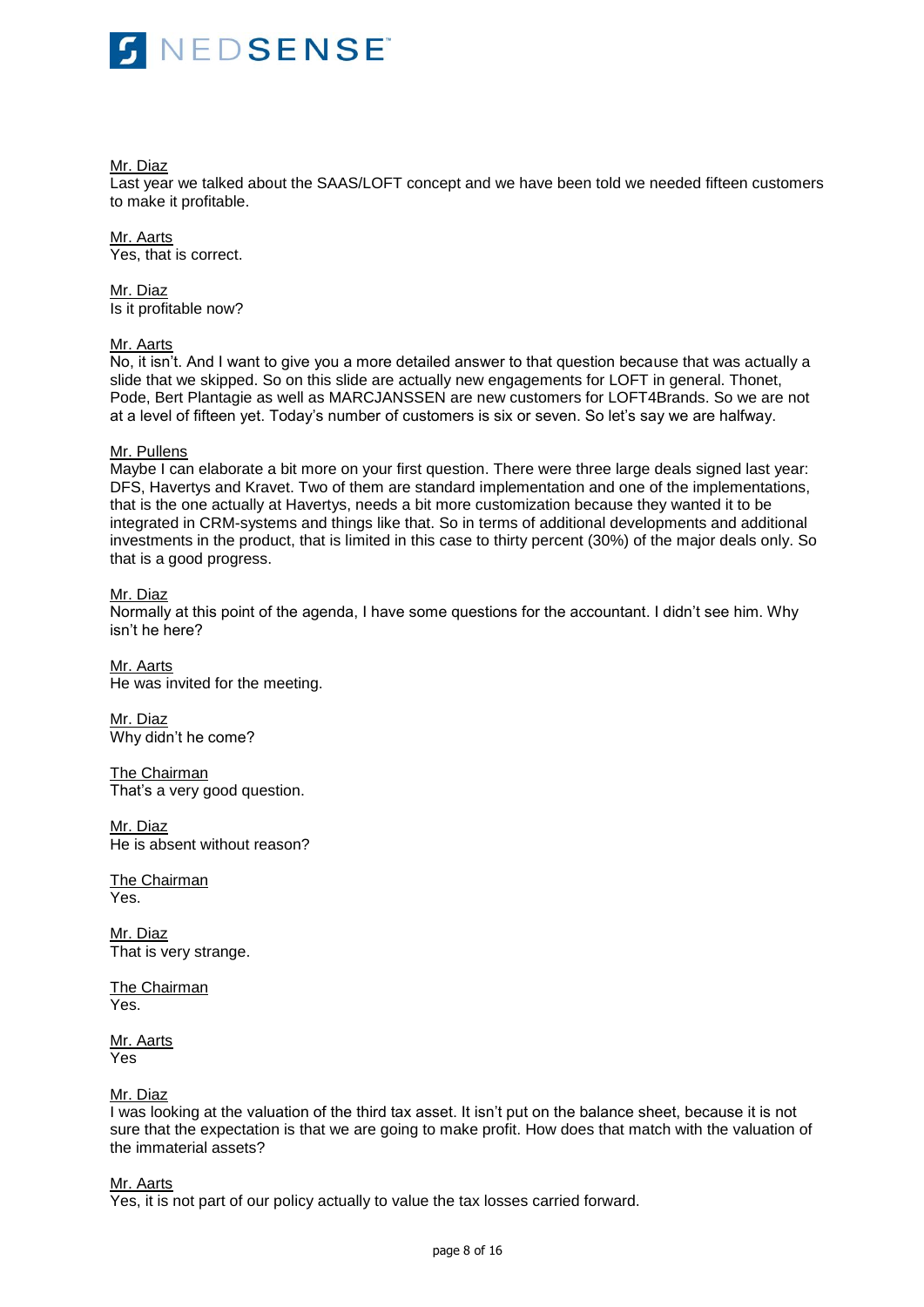Mr. Diaz
Last year we talked about the SAAS/LOFT concept and we have been told we needed fifteen customers to make it profitable.

Mr. Aarts
Yes, that is correct.

Mr. Diaz
Is it profitable now?

Mr. Aarts
No, it isn't. And I want to give you a more detailed answer to that question because that was actually a slide that we skipped. So on this slide are actually new engagements for LOFT in general. Thonet, Pode, Bert Plantagie as well as MARCJANSSEN are new customers for LOFT4Brands. So we are not at a level of fifteen yet. Today's number of customers is six or seven. So let's say we are halfway.

Mr. Pullens
Maybe I can elaborate a bit more on your first question. There were three large deals signed last year: DFS, Havertys and Kravet. Two of them are standard implementation and one of the implementations, that is the one actually at Havertys, needs a bit more customization because they wanted it to be integrated in CRM-systems and things like that. So in terms of additional developments and additional investments in the product, that is limited in this case to thirty percent (30%) of the major deals only. So that is a good progress.

Mr. Diaz
Normally at this point of the agenda, I have some questions for the accountant. I didn't see him. Why isn't he here?

Mr. Aarts
He was invited for the meeting.

Mr. Diaz
Why didn't he come?

The Chairman
That's a very good question.

Mr. Diaz
He is absent without reason?

The Chairman
Yes.

Mr. Diaz
That is very strange.

The Chairman
Yes.

Mr. Aarts
Yes

Mr. Diaz
I was looking at the valuation of the third tax asset. It isn't put on the balance sheet, because it is not sure that the expectation is that we are going to make profit. How does that match with the valuation of the immaterial assets?

Mr. Aarts
Yes, it is not part of our policy actually to value the tax losses carried forward.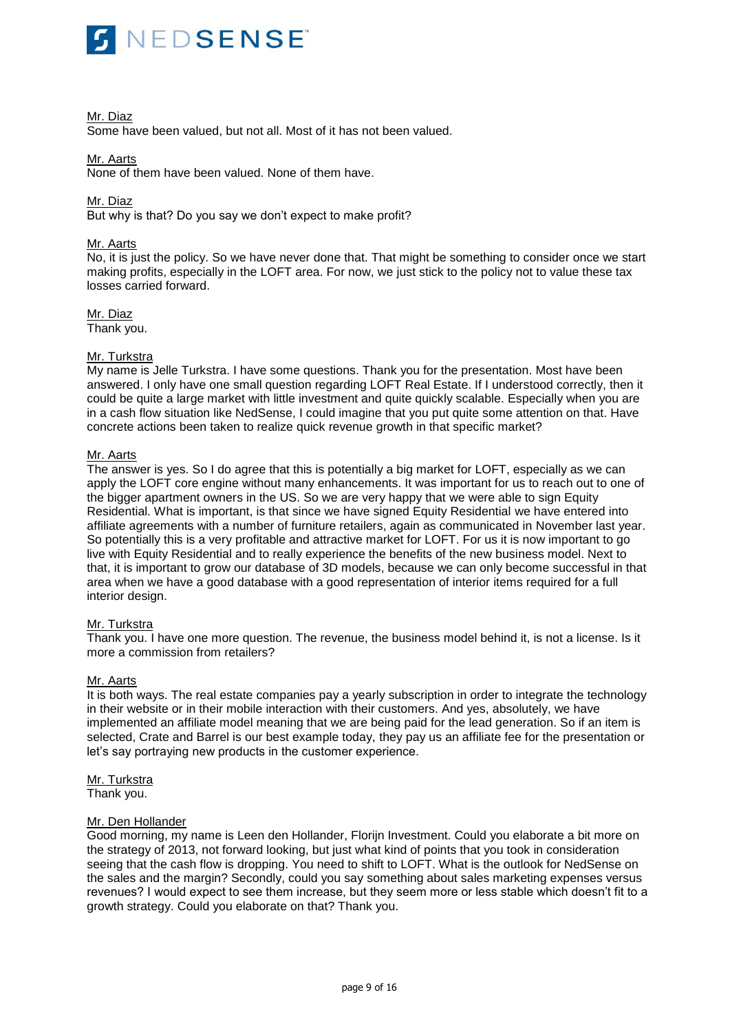Mr. Diaz
Some have been valued, but not all. Most of it has not been valued.

Mr. Aarts
None of them have been valued. None of them have.

Mr. Diaz
But why is that? Do you say we don't expect to make profit?

Mr. Aarts
No, it is just the policy. So we have never done that. That might be something to consider once we start making profits, especially in the LOFT area. For now, we just stick to the policy not to value these tax losses carried forward.

Mr. Diaz
Thank you.

Mr. Turkstra
My name is Jelle Turkstra. I have some questions. Thank you for the presentation. Most have been answered. I only have one small question regarding LOFT Real Estate. If I understood correctly, then it could be quite a large market with little investment and quite quickly scalable. Especially when you are in a cash flow situation like NedSense, I could imagine that you put quite some attention on that. Have concrete actions been taken to realize quick revenue growth in that specific market?

Mr. Aarts
The answer is yes. So I do agree that this is potentially a big market for LOFT, especially as we can apply the LOFT core engine without many enhancements. It was important for us to reach out to one of the bigger apartment owners in the US. So we are very happy that we were able to sign Equity Residential. What is important, is that since we have signed Equity Residential we have entered into affiliate agreements with a number of furniture retailers, again as communicated in November last year. So potentially this is a very profitable and attractive market for LOFT. For us it is now important to go live with Equity Residential and to really experience the benefits of the new business model. Next to that, it is important to grow our database of 3D models, because we can only become successful in that area when we have a good database with a good representation of interior items required for a full interior design.

Mr. Turkstra
Thank you. I have one more question. The revenue, the business model behind it, is not a license. Is it more a commission from retailers?

Mr. Aarts
It is both ways. The real estate companies pay a yearly subscription in order to integrate the technology in their website or in their mobile interaction with their customers. And yes, absolutely, we have implemented an affiliate model meaning that we are being paid for the lead generation. So if an item is selected, Crate and Barrel is our best example today, they pay us an affiliate fee for the presentation or let's say portraying new products in the customer experience.

Mr. Turkstra
Thank you.

Mr. Den Hollander
Good morning, my name is Leen den Hollander, Florijn Investment. Could you elaborate a bit more on the strategy of 2013, not forward looking, but just what kind of points that you took in consideration seeing that the cash flow is dropping. You need to shift to LOFT. What is the outlook for NedSense on the sales and the margin? Secondly, could you say something about sales marketing expenses versus revenues? I would expect to see them increase, but they seem more or less stable which doesn't fit to a growth strategy. Could you elaborate on that? Thank you.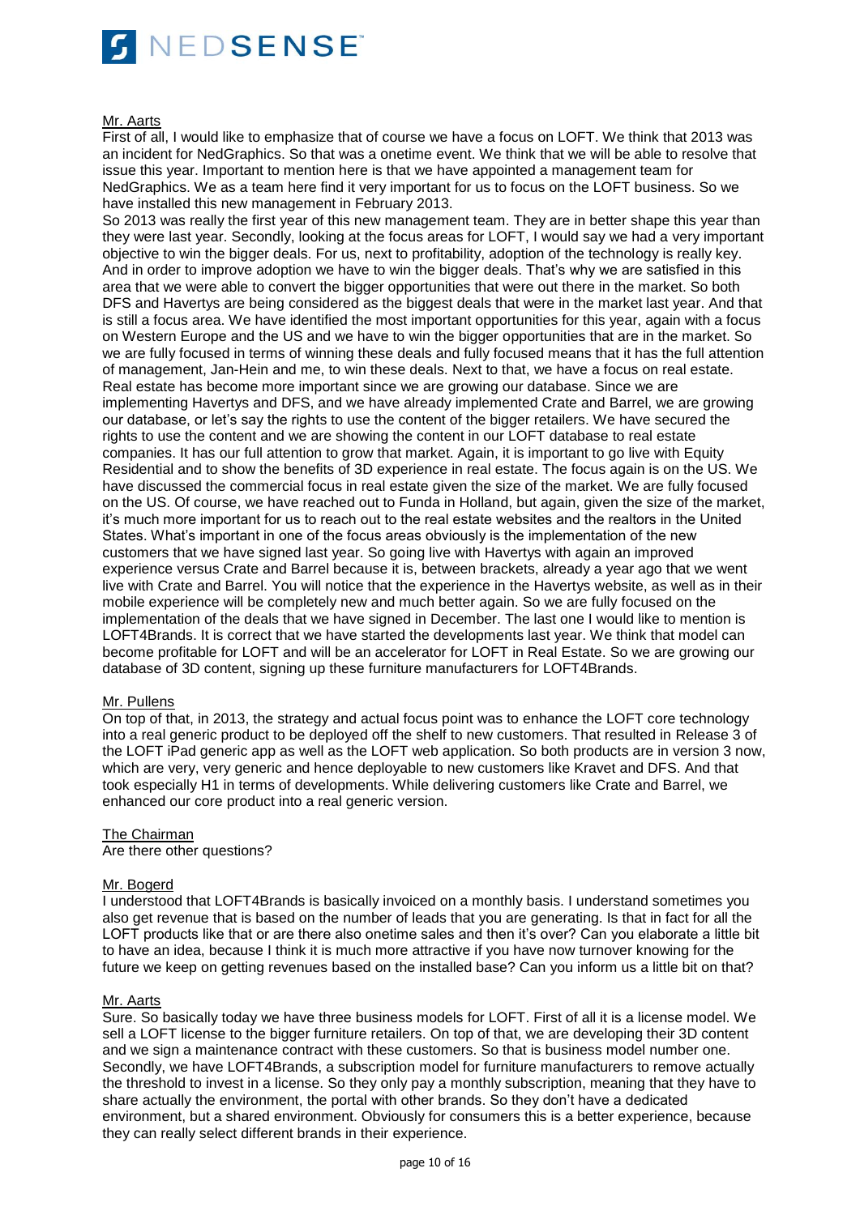Mr. Aarts

First of all, I would like to emphasize that of course we have a focus on LOFT. We think that 2013 was an incident for NedGraphics. So that was a onetime event. We think that we will be able to resolve that issue this year. Important to mention here is that we have appointed a management team for NedGraphics. We as a team here find it very important for us to focus on the LOFT business. So we have installed this new management in February 2013.

So 2013 was really the first year of this new management team. They are in better shape this year than they were last year. Secondly, looking at the focus areas for LOFT, I would say we had a very important objective to win the bigger deals. For us, next to profitability, adoption of the technology is really key. And in order to improve adoption we have to win the bigger deals. That's why we are satisfied in this area that we were able to convert the bigger opportunities that were out there in the market. So both DFS and Havertys are being considered as the biggest deals that were in the market last year. And that is still a focus area. We have identified the most important opportunities for this year, again with a focus on Western Europe and the US and we have to win the bigger opportunities that are in the market. So we are fully focused in terms of winning these deals and fully focused means that it has the full attention of management, Jan-Hein and me, to win these deals. Next to that, we have a focus on real estate. Real estate has become more important since we are growing our database. Since we are implementing Havertys and DFS, and we have already implemented Crate and Barrel, we are growing our database, or let's say the rights to use the content of the bigger retailers. We have secured the rights to use the content and we are showing the content in our LOFT database to real estate companies. It has our full attention to grow that market. Again, it is important to go live with Equity Residential and to show the benefits of 3D experience in real estate. The focus again is on the US. We have discussed the commercial focus in real estate given the size of the market. We are fully focused on the US. Of course, we have reached out to Funda in Holland, but again, given the size of the market, it's much more important for us to reach out to the real estate websites and the realtors in the United States. What's important in one of the focus areas obviously is the implementation of the new customers that we have signed last year. So going live with Havertys with again an improved experience versus Crate and Barrel because it is, between brackets, already a year ago that we went live with Crate and Barrel. You will notice that the experience in the Havertys website, as well as in their mobile experience will be completely new and much better again. So we are fully focused on the implementation of the deals that we have signed in December. The last one I would like to mention is LOFT4Brands. It is correct that we have started the developments last year. We think that model can become profitable for LOFT and will be an accelerator for LOFT in Real Estate. So we are growing our database of 3D content, signing up these furniture manufacturers for LOFT4Brands.

Mr. Pullens

On top of that, in 2013, the strategy and actual focus point was to enhance the LOFT core technology into a real generic product to be deployed off the shelf to new customers. That resulted in Release 3 of the LOFT iPad generic app as well as the LOFT web application. So both products are in version 3 now, which are very, very generic and hence deployable to new customers like Kravet and DFS. And that took especially H1 in terms of developments. While delivering customers like Crate and Barrel, we enhanced our core product into a real generic version.

The Chairman

Are there other questions?

Mr. Bogerd

I understood that LOFT4Brands is basically invoiced on a monthly basis. I understand sometimes you also get revenue that is based on the number of leads that you are generating. Is that in fact for all the LOFT products like that or are there also onetime sales and then it's over? Can you elaborate a little bit to have an idea, because I think it is much more attractive if you have now turnover knowing for the future we keep on getting revenues based on the installed base? Can you inform us a little bit on that?

Mr. Aarts

Sure. So basically today we have three business models for LOFT. First of all it is a license model. We sell a LOFT license to the bigger furniture retailers. On top of that, we are developing their 3D content and we sign a maintenance contract with these customers. So that is business model number one. Secondly, we have LOFT4Brands, a subscription model for furniture manufacturers to remove actually the threshold to invest in a license. So they only pay a monthly subscription, meaning that they have to share actually the environment, the portal with other brands. So they don't have a dedicated environment, but a shared environment. Obviously for consumers this is a better experience, because they can really select different brands in their experience.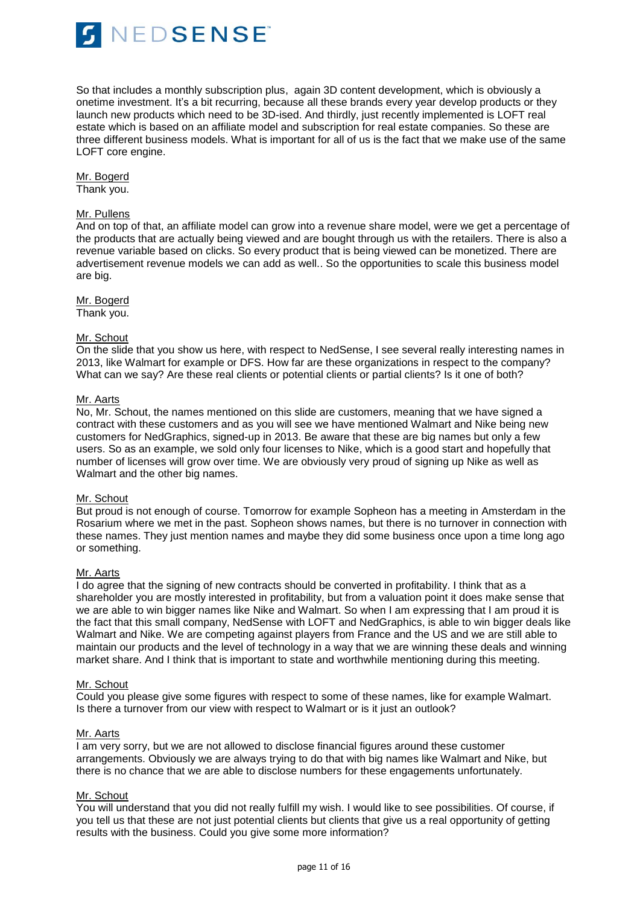So that includes a monthly subscription plus, again 3D content development, which is obviously a onetime investment. It's a bit recurring, because all these brands every year develop products or they launch new products which need to be 3D-ised. And thirdly, just recently implemented is LOFT real estate which is based on an affiliate model and subscription for real estate companies. So these are three different business models. What is important for all of us is the fact that we make use of the same LOFT core engine.

Mr. Bogerd
Thank you.

Mr. Pullens
And on top of that, an affiliate model can grow into a revenue share model, were we get a percentage of the products that are actually being viewed and are bought through us with the retailers. There is also a revenue variable based on clicks. So every product that is being viewed can be monetized. There are advertisement revenue models we can add as well.. So the opportunities to scale this business model are big.

Mr. Bogerd
Thank you.

Mr. Schout
On the slide that you show us here, with respect to NedSense, I see several really interesting names in 2013, like Walmart for example or DFS. How far are these organizations in respect to the company? What can we say? Are these real clients or potential clients or partial clients? Is it one of both?

Mr. Aarts
No, Mr. Schout, the names mentioned on this slide are customers, meaning that we have signed a contract with these customers and as you will see we have mentioned Walmart and Nike being new customers for NedGraphics, signed-up in 2013. Be aware that these are big names but only a few users. So as an example, we sold only four licenses to Nike, which is a good start and hopefully that number of licenses will grow over time. We are obviously very proud of signing up Nike as well as Walmart and the other big names.

Mr. Schout
But proud is not enough of course. Tomorrow for example Sopheon has a meeting in Amsterdam in the Rosarium where we met in the past. Sopheon shows names, but there is no turnover in connection with these names. They just mention names and maybe they did some business once upon a time long ago or something.

Mr. Aarts
I do agree that the signing of new contracts should be converted in profitability. I think that as a shareholder you are mostly interested in profitability, but from a valuation point it does make sense that we are able to win bigger names like Nike and Walmart. So when I am expressing that I am proud it is the fact that this small company, NedSense with LOFT and NedGraphics, is able to win bigger deals like Walmart and Nike. We are competing against players from France and the US and we are still able to maintain our products and the level of technology in a way that we are winning these deals and winning market share. And I think that is important to state and worthwhile mentioning during this meeting.

Mr. Schout
Could you please give some figures with respect to some of these names, like for example Walmart. Is there a turnover from our view with respect to Walmart or is it just an outlook?

Mr. Aarts
I am very sorry, but we are not allowed to disclose financial figures around these customer arrangements. Obviously we are always trying to do that with big names like Walmart and Nike, but there is no chance that we are able to disclose numbers for these engagements unfortunately.

Mr. Schout
You will understand that you did not really fulfill my wish. I would like to see possibilities. Of course, if you tell us that these are not just potential clients but clients that give us a real opportunity of getting results with the business. Could you give some more information?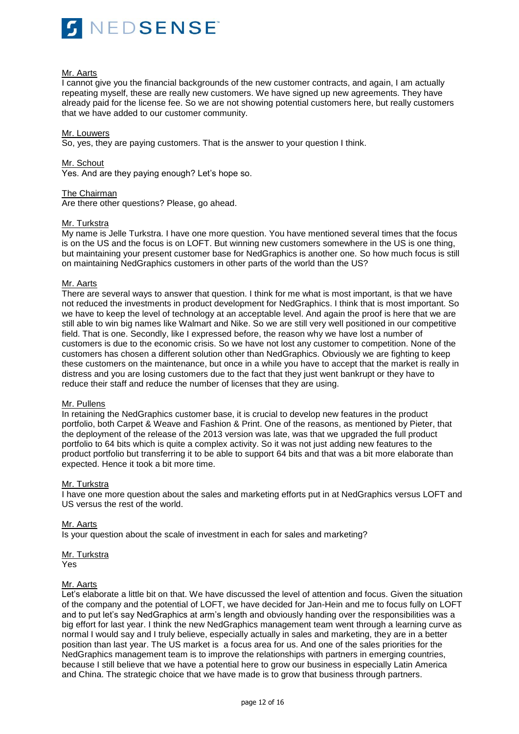Mr. Aarts
I cannot give you the financial backgrounds of the new customer contracts, and again, I am actually repeating myself, these are really new customers. We have signed up new agreements. They have already paid for the license fee. So we are not showing potential customers here, but really customers that we have added to our customer community.

Mr. Louwers
So, yes, they are paying customers. That is the answer to your question I think.

Mr. Schout
Yes. And are they paying enough? Let's hope so.

The Chairman
Are there other questions? Please, go ahead.

Mr. Turkstra
My name is Jelle Turkstra. I have one more question. You have mentioned several times that the focus is on the US and the focus is on LOFT. But winning new customers somewhere in the US is one thing, but maintaining your present customer base for NedGraphics is another one. So how much focus is still on maintaining NedGraphics customers in other parts of the world than the US?

Mr. Aarts
There are several ways to answer that question. I think for me what is most important, is that we have not reduced the investments in product development for NedGraphics. I think that is most important. So we have to keep the level of technology at an acceptable level. And again the proof is here that we are still able to win big names like Walmart and Nike. So we are still very well positioned in our competitive field. That is one. Secondly, like I expressed before, the reason why we have lost a number of customers is due to the economic crisis. So we have not lost any customer to competition. None of the customers has chosen a different solution other than NedGraphics. Obviously we are fighting to keep these customers on the maintenance, but once in a while you have to accept that the market is really in distress and you are losing customers due to the fact that they just went bankrupt or they have to reduce their staff and reduce the number of licenses that they are using.

Mr. Pullens
In retaining the NedGraphics customer base, it is crucial to develop new features in the product portfolio, both Carpet & Weave and Fashion & Print. One of the reasons, as mentioned by Pieter, that the deployment of the release of the 2013 version was late, was that we upgraded the full product portfolio to 64 bits which is quite a complex activity. So it was not just adding new features to the product portfolio but transferring it to be able to support 64 bits and that was a bit more elaborate than expected. Hence it took a bit more time.

Mr. Turkstra
I have one more question about the sales and marketing efforts put in at NedGraphics versus LOFT and US versus the rest of the world.

Mr. Aarts
Is your question about the scale of investment in each for sales and marketing?

Mr. Turkstra
Yes

Mr. Aarts
Let's elaborate a little bit on that. We have discussed the level of attention and focus. Given the situation of the company and the potential of LOFT, we have decided for Jan-Hein and me to focus fully on LOFT and to put let's say NedGraphics at arm's length and obviously handing over the responsibilities was a big effort for last year. I think the new NedGraphics management team went through a learning curve as normal I would say and I truly believe, especially actually in sales and marketing, they are in a better position than last year. The US market is a focus area for us. And one of the sales priorities for the NedGraphics management team is to improve the relationships with partners in emerging countries, because I still believe that we have a potential here to grow our business in especially Latin America and China. The strategic choice that we have made is to grow that business through partners.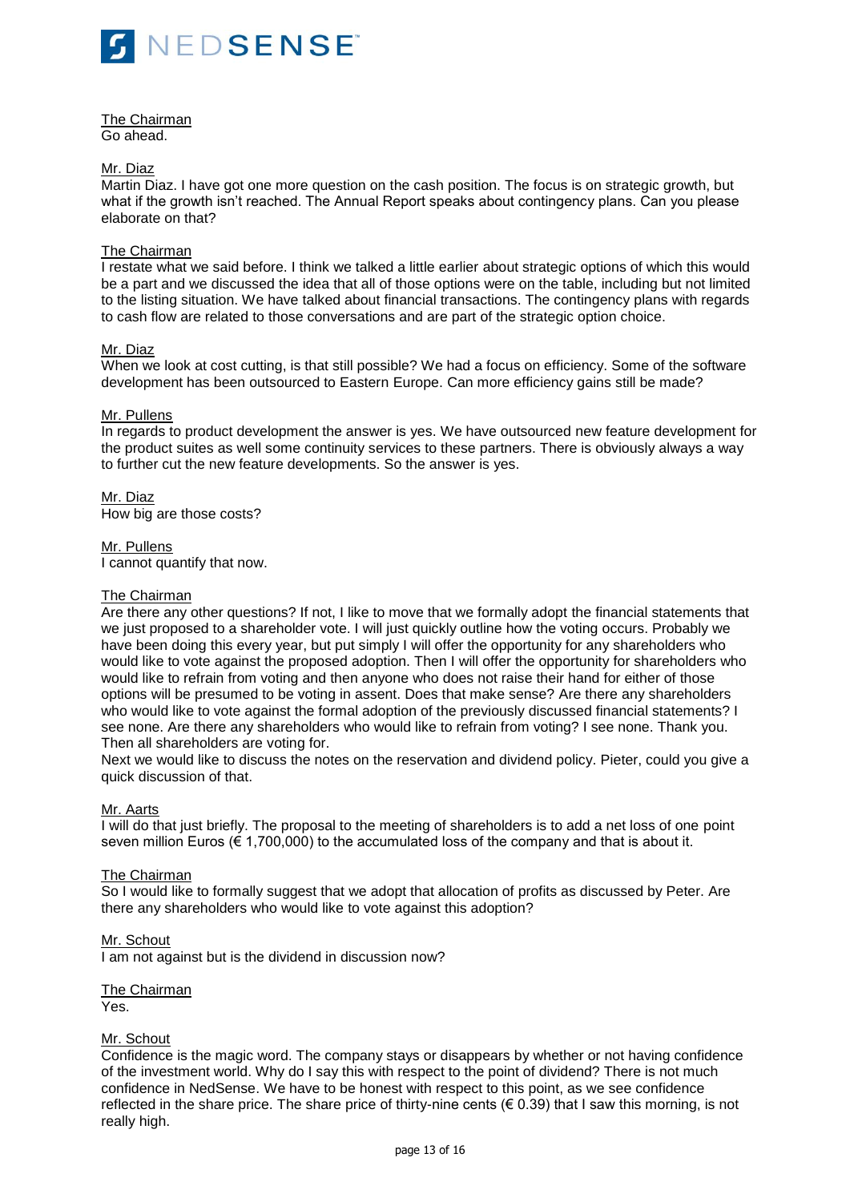<u>The Chairman</u>
Go ahead.

<u>Mr. Diaz</u>
Martin Diaz. I have got one more question on the cash position. The focus is on strategic growth, but what if the growth isn't reached. The Annual Report speaks about contingency plans. Can you please elaborate on that?

<u>The Chairman</u>
I restate what we said before. I think we talked a little earlier about strategic options of which this would be a part and we discussed the idea that all of those options were on the table, including but not limited to the listing situation. We have talked about financial transactions. The contingency plans with regards to cash flow are related to those conversations and are part of the strategic option choice.

<u>Mr. Diaz</u>
When we look at cost cutting, is that still possible? We had a focus on efficiency. Some of the software development has been outsourced to Eastern Europe. Can more efficiency gains still be made?

<u>Mr. Pullens</u>
In regards to product development the answer is yes. We have outsourced new feature development for the product suites as well some continuity services to these partners. There is obviously always a way to further cut the new feature developments. So the answer is yes.

<u>Mr. Diaz</u>
How big are those costs?

<u>Mr. Pullens</u>
I cannot quantify that now.

<u>The Chairman</u>
Are there any other questions? If not, I like to move that we formally adopt the financial statements that we just proposed to a shareholder vote. I will just quickly outline how the voting occurs. Probably we have been doing this every year, but put simply I will offer the opportunity for any shareholders who would like to vote against the proposed adoption. Then I will offer the opportunity for shareholders who would like to refrain from voting and then anyone who does not raise their hand for either of those options will be presumed to be voting in assent. Does that make sense? Are there any shareholders who would like to vote against the formal adoption of the previously discussed financial statements? I see none. Are there any shareholders who would like to refrain from voting? I see none. Thank you. Then all shareholders are voting for.
Next we would like to discuss the notes on the reservation and dividend policy. Pieter, could you give a quick discussion of that.

<u>Mr. Aarts</u>
I will do that just briefly. The proposal to the meeting of shareholders is to add a net loss of one point seven million Euros (€ 1,700,000) to the accumulated loss of the company and that is about it.

<u>The Chairman</u>
So I would like to formally suggest that we adopt that allocation of profits as discussed by Peter. Are there any shareholders who would like to vote against this adoption?

<u>Mr. Schout</u>
I am not against but is the dividend in discussion now?

<u>The Chairman</u>
Yes.

<u>Mr. Schout</u>
Confidence is the magic word. The company stays or disappears by whether or not having confidence of the investment world. Why do I say this with respect to the point of dividend? There is not much confidence in NedSense. We have to be honest with respect to this point, as we see confidence reflected in the share price. The share price of thirty-nine cents (€ 0.39) that I saw this morning, is not really high.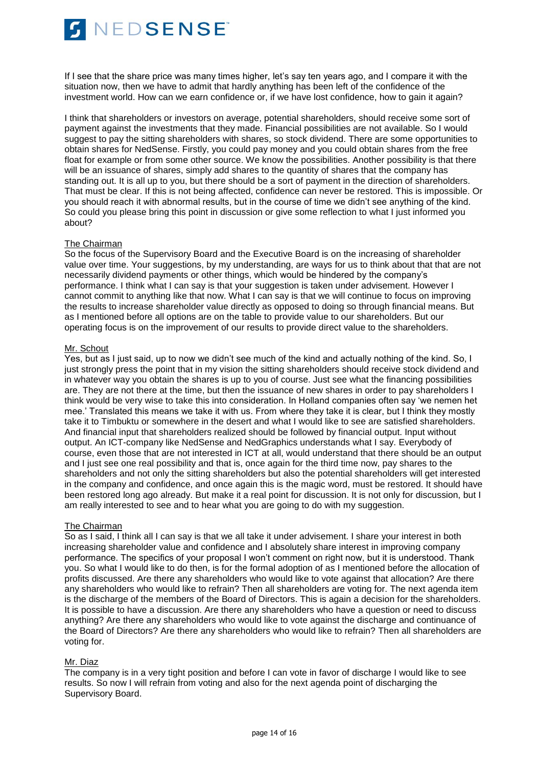If I see that the share price was many times higher, let's say ten years ago, and I compare it with the situation now, then we have to admit that hardly anything has been left of the confidence of the investment world. How can we earn confidence or, if we have lost confidence, how to gain it again?

I think that shareholders or investors on average, potential shareholders, should receive some sort of payment against the investments that they made. Financial possibilities are not available. So I would suggest to pay the sitting shareholders with shares, so stock dividend. There are some opportunities to obtain shares for NedSense. Firstly, you could pay money and you could obtain shares from the free float for example or from some other source. We know the possibilities. Another possibility is that there will be an issuance of shares, simply add shares to the quantity of shares that the company has standing out. It is all up to you, but there should be a sort of payment in the direction of shareholders. That must be clear. If this is not being affected, confidence can never be restored. This is impossible. Or you should reach it with abnormal results, but in the course of time we didn't see anything of the kind. So could you please bring this point in discussion or give some reflection to what I just informed you about?

<u>The Chairman</u>
So the focus of the Supervisory Board and the Executive Board is on the increasing of shareholder value over time. Your suggestions, by my understanding, are ways for us to think about that that are not necessarily dividend payments or other things, which would be hindered by the company's performance. I think what I can say is that your suggestion is taken under advisement. However I cannot commit to anything like that now. What I can say is that we will continue to focus on improving the results to increase shareholder value directly as opposed to doing so through financial means. But as I mentioned before all options are on the table to provide value to our shareholders. But our operating focus is on the improvement of our results to provide direct value to the shareholders.

<u>Mr. Schout</u>
Yes, but as I just said, up to now we didn't see much of the kind and actually nothing of the kind. So, I just strongly press the point that in my vision the sitting shareholders should receive stock dividend and in whatever way you obtain the shares is up to you of course. Just see what the financing possibilities are. They are not there at the time, but then the issuance of new shares in order to pay shareholders I think would be very wise to take this into consideration. In Holland companies often say 'we nemen het mee.' Translated this means we take it with us. From where they take it is clear, but I think they mostly take it to Timbuktu or somewhere in the desert and what I would like to see are satisfied shareholders. And financial input that shareholders realized should be followed by financial output. Input without output. An ICT-company like NedSense and NedGraphics understands what I say. Everybody of course, even those that are not interested in ICT at all, would understand that there should be an output and I just see one real possibility and that is, once again for the third time now, pay shares to the shareholders and not only the sitting shareholders but also the potential shareholders will get interested in the company and confidence, and once again this is the magic word, must be restored. It should have been restored long ago already. But make it a real point for discussion. It is not only for discussion, but I am really interested to see and to hear what you are going to do with my suggestion.

<u>The Chairman</u>
So as I said, I think all I can say is that we all take it under advisement. I share your interest in both increasing shareholder value and confidence and I absolutely share interest in improving company performance. The specifics of your proposal I won't comment on right now, but it is understood. Thank you. So what I would like to do then, is for the formal adoption of as I mentioned before the allocation of profits discussed. Are there any shareholders who would like to vote against that allocation? Are there any shareholders who would like to refrain? Then all shareholders are voting for. The next agenda item is the discharge of the members of the Board of Directors. This is again a decision for the shareholders. It is possible to have a discussion. Are there any shareholders who have a question or need to discuss anything? Are there any shareholders who would like to vote against the discharge and continuance of the Board of Directors? Are there any shareholders who would like to refrain? Then all shareholders are voting for.

<u>Mr. Diaz</u>
The company is in a very tight position and before I can vote in favor of discharge I would like to see results. So now I will refrain from voting and also for the next agenda point of discharging the Supervisory Board.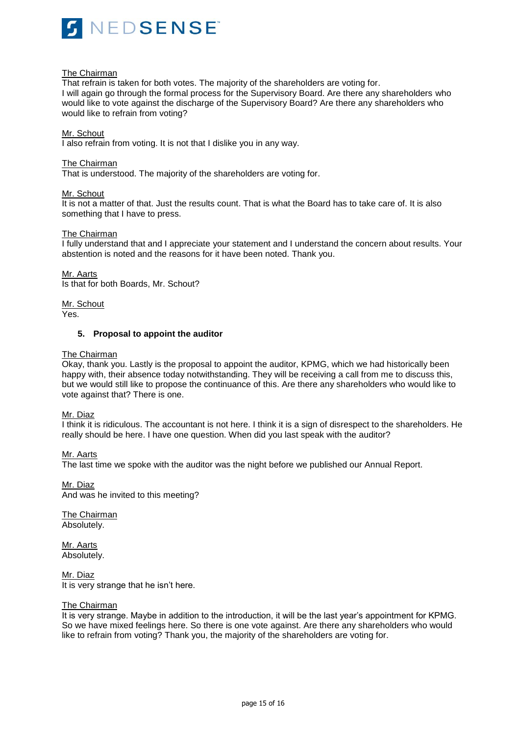The Chairman
That refrain is taken for both votes. The majority of the shareholders are voting for.
I will again go through the formal process for the Supervisory Board. Are there any shareholders who would like to vote against the discharge of the Supervisory Board? Are there any shareholders who would like to refrain from voting?

Mr. Schout
I also refrain from voting. It is not that I dislike you in any way.

The Chairman
That is understood. The majority of the shareholders are voting for.

Mr. Schout
It is not a matter of that. Just the results count. That is what the Board has to take care of. It is also something that I have to press.

The Chairman
I fully understand that and I appreciate your statement and I understand the concern about results. Your abstention is noted and the reasons for it have been noted. Thank you.

Mr. Aarts
Is that for both Boards, Mr. Schout?

Mr. Schout
Yes.

**5. Proposal to appoint the auditor**

The Chairman
Okay, thank you. Lastly is the proposal to appoint the auditor, KPMG, which we had historically been happy with, their absence today notwithstanding. They will be receiving a call from me to discuss this, but we would still like to propose the continuance of this. Are there any shareholders who would like to vote against that? There is one.

Mr. Diaz
I think it is ridiculous. The accountant is not here. I think it is a sign of disrespect to the shareholders. He really should be here. I have one question. When did you last speak with the auditor?

Mr. Aarts
The last time we spoke with the auditor was the night before we published our Annual Report.

Mr. Diaz
And was he invited to this meeting?

The Chairman
Absolutely.

Mr. Aarts
Absolutely.

Mr. Diaz
It is very strange that he isn't here.

The Chairman
It is very strange. Maybe in addition to the introduction, it will be the last year's appointment for KPMG. So we have mixed feelings here. So there is one vote against. Are there any shareholders who would like to refrain from voting? Thank you, the majority of the shareholders are voting for.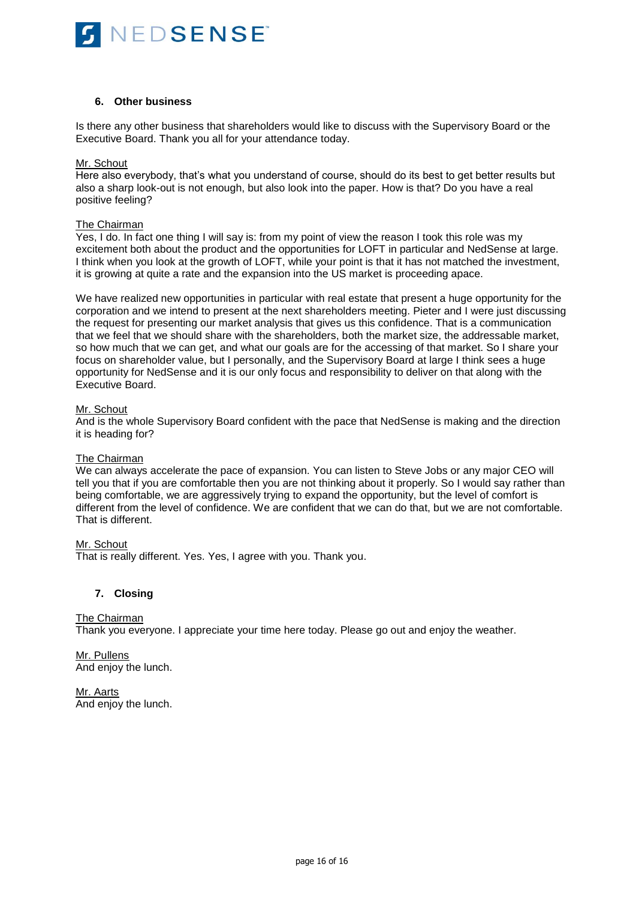### 6. Other business

Is there any other business that shareholders would like to discuss with the Supervisory Board or the Executive Board. Thank you all for your attendance today.

Mr. Schout
Here also everybody, that's what you understand of course, should do its best to get better results but also a sharp look-out is not enough, but also look into the paper. How is that? Do you have a real positive feeling?

The Chairman
Yes, I do. In fact one thing I will say is: from my point of view the reason I took this role was my excitement both about the product and the opportunities for LOFT in particular and NedSense at large. I think when you look at the growth of LOFT, while your point is that it has not matched the investment, it is growing at quite a rate and the expansion into the US market is proceeding apace.

We have realized new opportunities in particular with real estate that present a huge opportunity for the corporation and we intend to present at the next shareholders meeting. Pieter and I were just discussing the request for presenting our market analysis that gives us this confidence. That is a communication that we feel that we should share with the shareholders, both the market size, the addressable market, so how much that we can get, and what our goals are for the accessing of that market. So I share your focus on shareholder value, but I personally, and the Supervisory Board at large I think sees a huge opportunity for NedSense and it is our only focus and responsibility to deliver on that along with the Executive Board.

Mr. Schout
And is the whole Supervisory Board confident with the pace that NedSense is making and the direction it is heading for?

The Chairman
We can always accelerate the pace of expansion. You can listen to Steve Jobs or any major CEO will tell you that if you are comfortable then you are not thinking about it properly. So I would say rather than being comfortable, we are aggressively trying to expand the opportunity, but the level of comfort is different from the level of confidence. We are confident that we can do that, but we are not comfortable. That is different.

Mr. Schout
That is really different. Yes. Yes, I agree with you. Thank you.

### 7. Closing

The Chairman
Thank you everyone. I appreciate your time here today. Please go out and enjoy the weather.

Mr. Pullens
And enjoy the lunch.

Mr. Aarts
And enjoy the lunch.